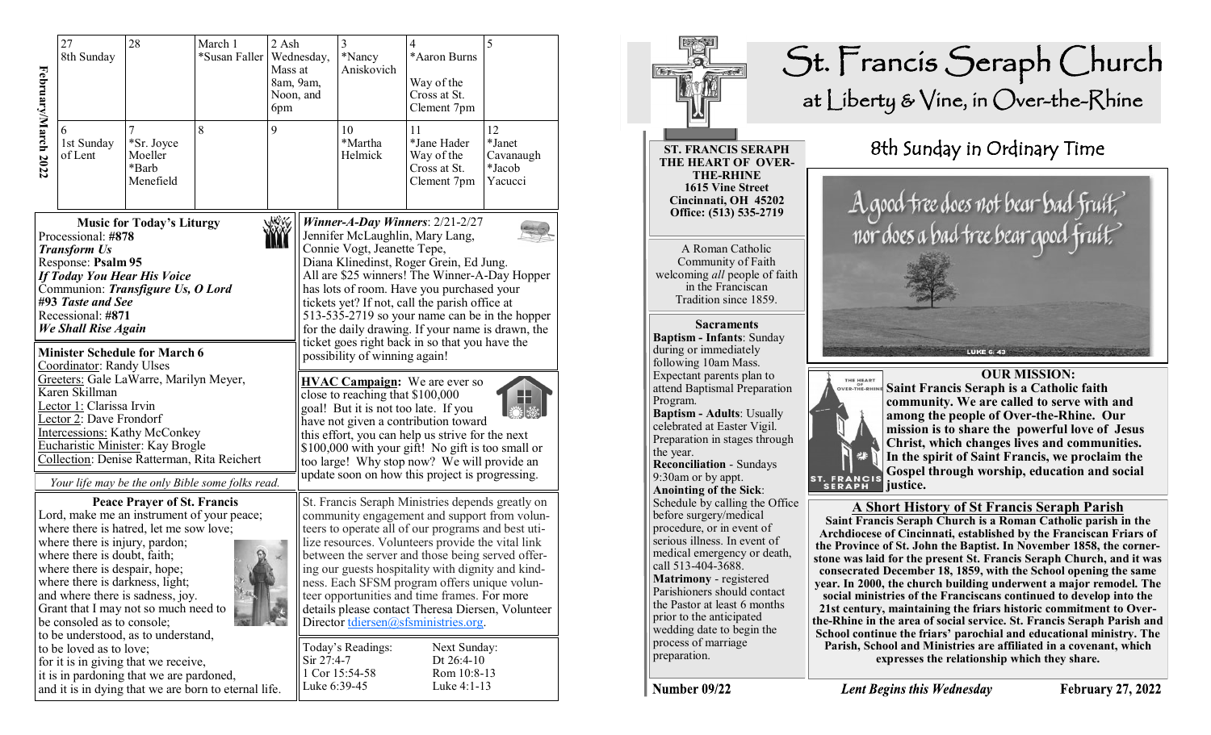# St. Francis Seraph Church

at Liberty & Vine, in Over-the-Rhine

## 8th Sunday in Ordinary Time

A good tree does not bear bad fruit, nor does a bad tree bear good fruit.

LUKE 6: 43

**ST. FRANCIS SERAPH**
**THE HEART OF OVER-THE-RHINE**
**1615 Vine Street**
**Cincinnati, OH 45202**
**Office: (513) 535-2719**

A Roman Catholic Community of Faith welcoming *all* people of faith in the Franciscan Tradition since 1859.

### Sacraments

**Baptism - Infants**: Sunday during or immediately following 10am Mass. Expectant parents plan to attend Baptismal Preparation Program.

**Baptism - Adults**: Usually celebrated at Easter Vigil. Preparation in stages through the year.

**Reconciliation** - Sundays 9:30am or by appt.

**Anointing of the Sick**: Schedule by calling the Office before surgery/medical procedure, or in event of serious illness. In event of medical emergency or death, call 513-404-3688.

**Matrimony** - registered Parishioners should contact the Pastor at least 6 months prior to the anticipated wedding date to begin the process of marriage preparation.

### OUR MISSION:

**Saint Francis Seraph is a Catholic faith community. We are called to serve with and among the people of Over-the-Rhine. Our mission is to share the powerful love of Jesus Christ, which changes lives and communities. In the spirit of Saint Francis, we proclaim the Gospel through worship, education and social justice.**

### A Short History of St Francis Seraph Parish

**Saint Francis Seraph Church is a Roman Catholic parish in the Archdiocese of Cincinnati, established by the Franciscan Friars of the Province of St. John the Baptist. In November 1858, the cornerstone was laid for the present St. Francis Seraph Church, and it was consecrated December 18, 1859, with the School opening the same year. In 2000, the church building underwent a major remodel. The social ministries of the Franciscans continued to develop into the 21st century, maintaining the friars historic commitment to Over-the-Rhine in the area of social service. St. Francis Seraph Parish and School continue the friars' parochial and educational ministry. The Parish, School and Ministries are affiliated in a covenant, which expresses the relationship which they share.**

**Number 09/22** — *Lent Begins this Wednesday* — **February 27, 2022**

---

**February/March 2022**

| 27 8th Sunday | 28 | March 1 *Susan Faller | 2 Ash Wednesday, Mass at 8am, 9am, Noon, and 6pm | 3 *Nancy Aniskovich | 4 *Aaron Burns Way of the Cross at St. Clement 7pm | 5 |
|---|---|---|---|---|---|---|
| 6 1st Sunday of Lent | 7 *Sr. Joyce Moeller *Barb Menefield | 8 | 9 | 10 *Martha Helmick | 11 *Jane Hader Way of the Cross at St. Clement 7pm | 12 *Janet Cavanaugh *Jacob Yacucci |

### Music for Today's Liturgy

Processional: **#878** ***Transform Us***
Response: **Psalm 95** ***If Today You Hear His Voice***
Communion: ***Transfigure Us, O Lord***
***#93 Taste and See***
Recessional: **#871** ***We Shall Rise Again***

### Minister Schedule for March 6

Coordinator: Randy Ulses
Greeters: Gale LaWarre, Marilyn Meyer, Karen Skillman
Lector 1: Clarissa Irvin
Lector 2: Dave Frondorf
Intercessions: Kathy McConkey
Eucharistic Minister: Kay Brogle
Collection: Denise Ratterman, Rita Reichert

*Your life may be the only Bible some folks read.*

### Peace Prayer of St. Francis

Lord, make me an instrument of your peace;
where there is hatred, let me sow love;
where there is injury, pardon;
where there is doubt, faith;
where there is despair, hope;
where there is darkness, light;
and where there is sadness, joy.
Grant that I may not so much need to be consoled as to console;
to be understood, as to understand,
to be loved as to love;
for it is in giving that we receive,
it is in pardoning that we are pardoned,
and it is in dying that we are born to eternal life.

***Winner-A-Day Winners***: 2/21-2/27
Jennifer McLaughlin, Mary Lang, Connie Vogt, Jeanette Tepe, Diana Klinedinst, Roger Grein, Ed Jung.
All are $25 winners! The Winner-A-Day Hopper has lots of room. Have you purchased your tickets yet? If not, call the parish office at 513-535-2719 so your name can be in the hopper for the daily drawing. If your name is drawn, the ticket goes right back in so that you have the possibility of winning again!

**HVAC Campaign:** We are ever so close to reaching that $100,000 goal! But it is not too late. If you have not given a contribution toward this effort, you can help us strive for the next $100,000 with your gift! No gift is too small or too large! Why stop now? We will provide an update soon on how this project is progressing.

St. Francis Seraph Ministries depends greatly on community engagement and support from volunteers to operate all of our programs and best utilize resources. Volunteers provide the vital link between the server and those being served offering our guests hospitality with dignity and kindness. Each SFSM program offers unique volunteer opportunities and time frames. For more details please contact Theresa Diersen, Volunteer Director tdiersen@sfsministries.org.

| Today's Readings: | Next Sunday: |
|---|---|
| Sir 27:4-7 | Dt 26:4-10 |
| 1 Cor 15:54-58 | Rom 10:8-13 |
| Luke 6:39-45 | Luke 4:1-13 |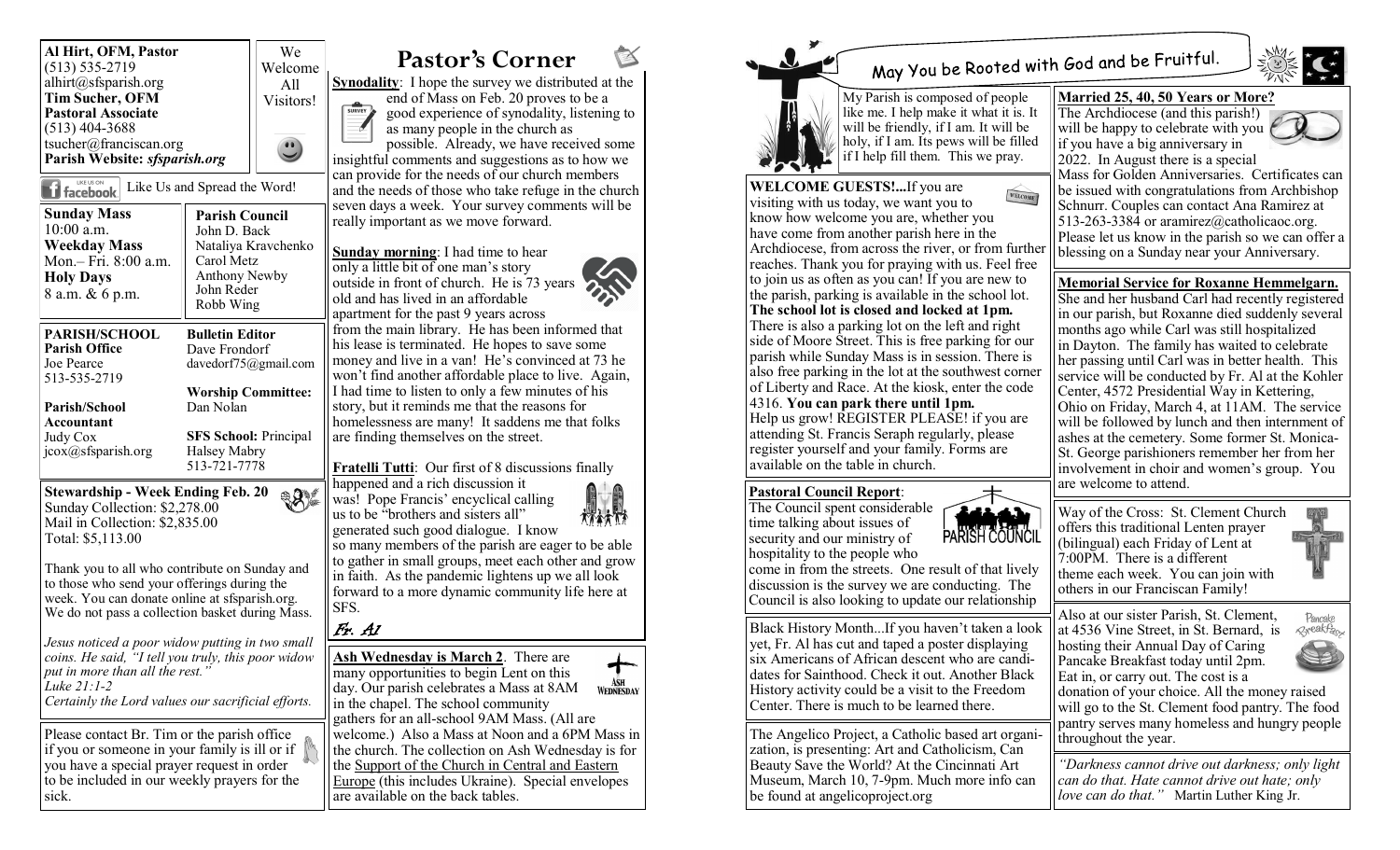Al Hirt, OFM, Pastor
(513) 535-2719
alhirt@sfsparish.org
**Tim Sucher, OFM**
**Pastoral Associate**
(513) 404-3688
tsucher@franciscan.org
**Parish Website:** ***sfsparish.org***

We Welcome All Visitors!

Like Us and Spread the Word!

**Sunday Mass**
10:00 a.m.
**Weekday Mass**
Mon.– Fri. 8:00 a.m.
**Holy Days**
8 a.m. & 6 p.m.

**Parish Council**
John D. Back
Nataliya Kravchenko
Carol Metz
Anthony Newby
John Reder
Robb Wing

**PARISH/SCHOOL**
**Parish Office**
Joe Pearce
513-535-2719

**Parish/School Accountant**
Judy Cox
jcox@sfsparish.org

**Bulletin Editor**
Dave Frondorf
davedorf75@gmail.com

**Worship Committee:**
Dan Nolan

**SFS School:** Principal
Halsey Mabry
513-721-7778

**Stewardship - Week Ending Feb. 20**
Sunday Collection: $2,278.00
Mail in Collection: $2,835.00
Total: $5,113.00

Thank you to all who contribute on Sunday and to those who send your offerings during the week. You can donate online at sfsparish.org. We do not pass a collection basket during Mass.

*Jesus noticed a poor widow putting in two small coins. He said, "I tell you truly, this poor widow put in more than all the rest." Luke 21:1-2*
*Certainly the Lord values our sacrificial efforts.*

Please contact Br. Tim or the parish office if you or someone in your family is ill or if you have a special prayer request in order to be included in our weekly prayers for the sick.

# Pastor's Corner

**Synodality**: I hope the survey we distributed at the end of Mass on Feb. 20 proves to be a good experience of synodality, listening to as many people in the church as possible. Already, we have received some insightful comments and suggestions as to how we can provide for the needs of our church members and the needs of those who take refuge in the church seven days a week. Your survey comments will be really important as we move forward.

**Sunday morning**: I had time to hear only a little bit of one man's story outside in front of church. He is 73 years old and has lived in an affordable apartment for the past 9 years across from the main library. He has been informed that his lease is terminated. He hopes to save some money and live in a van! He's convinced at 73 he won't find another affordable place to live. Again, I had time to listen to only a few minutes of his story, but it reminds me that the reasons for homelessness are many! It saddens me that folks are finding themselves on the street.

**Fratelli Tutti**: Our first of 8 discussions finally happened and a rich discussion it was! Pope Francis' encyclical calling us to be "brothers and sisters all" generated such good dialogue. I know so many members of the parish are eager to be able to gather in small groups, meet each other and grow in faith. As the pandemic lightens up we all look forward to a more dynamic community life here at SFS.

*Fr. Al*

**Ash Wednesday is March 2**. There are many opportunities to begin Lent on this day. Our parish celebrates a Mass at 8AM in the chapel. The school community gathers for an all-school 9AM Mass. (All are welcome.) Also a Mass at Noon and a 6PM Mass in the church. The collection on Ash Wednesday is for the Support of the Church in Central and Eastern Europe (this includes Ukraine). Special envelopes are available on the back tables.

## May You be Rooted with God and be Fruitful.

My Parish is composed of people like me. I help make it what it is. It will be friendly, if I am. It will be holy, if I am. Its pews will be filled if I help fill them. This we pray.

**WELCOME GUESTS!...**If you are visiting with us today, we want you to know how welcome you are, whether you have come from another parish here in the Archdiocese, from across the river, or from further reaches. Thank you for praying with us. Feel free to join us as often as you can! If you are new to the parish, parking is available in the school lot. **The school lot is closed and locked at 1pm.** There is also a parking lot on the left and right side of Moore Street. This is free parking for our parish while Sunday Mass is in session. There is also free parking in the lot at the southwest corner of Liberty and Race. At the kiosk, enter the code 4316. **You can park there until 1pm.**
Help us grow! REGISTER PLEASE! if you are attending St. Francis Seraph regularly, please register yourself and your family. Forms are available on the table in church.

**Pastoral Council Report**:
The Council spent considerable time talking about issues of security and our ministry of hospitality to the people who come in from the streets. One result of that lively discussion is the survey we are conducting. The Council is also looking to update our relationship

Black History Month...If you haven't taken a look yet, Fr. Al has cut and taped a poster displaying six Americans of African descent who are candidates for Sainthood. Check it out. Another Black History activity could be a visit to the Freedom Center. There is much to be learned there.

The Angelico Project, a Catholic based art organization, is presenting: Art and Catholicism, Can Beauty Save the World? At the Cincinnati Art Museum, March 10, 7-9pm. Much more info can be found at angelicoproject.org

**Married 25, 40, 50 Years or More?**
The Archdiocese (and this parish!) will be happy to celebrate with you if you have a big anniversary in 2022. In August there is a special Mass for Golden Anniversaries. Certificates can be issued with congratulations from Archbishop Schnurr. Couples can contact Ana Ramirez at 513-263-3384 or aramirez@catholicaoc.org. Please let us know in the parish so we can offer a blessing on a Sunday near your Anniversary.

**Memorial Service for Roxanne Hemmelgarn.**
She and her husband Carl had recently registered in our parish, but Roxanne died suddenly several months ago while Carl was still hospitalized in Dayton. The family has waited to celebrate her passing until Carl was in better health. This service will be conducted by Fr. Al at the Kohler Center, 4572 Presidential Way in Kettering, Ohio on Friday, March 4, at 11AM. The service will be followed by lunch and then internment of ashes at the cemetery. Some former St. Monica-St. George parishioners remember her from her involvement in choir and women's group. You are welcome to attend.

Way of the Cross: St. Clement Church offers this traditional Lenten prayer (bilingual) each Friday of Lent at 7:00PM. There is a different theme each week. You can join with others in our Franciscan Family!

Also at our sister Parish, St. Clement, at 4536 Vine Street, in St. Bernard, is hosting their Annual Day of Caring Pancake Breakfast today until 2pm. Eat in, or carry out. The cost is a donation of your choice. All the money raised will go to the St. Clement food pantry. The food pantry serves many homeless and hungry people throughout the year.

*"Darkness cannot drive out darkness; only light can do that. Hate cannot drive out hate; only love can do that."* Martin Luther King Jr.